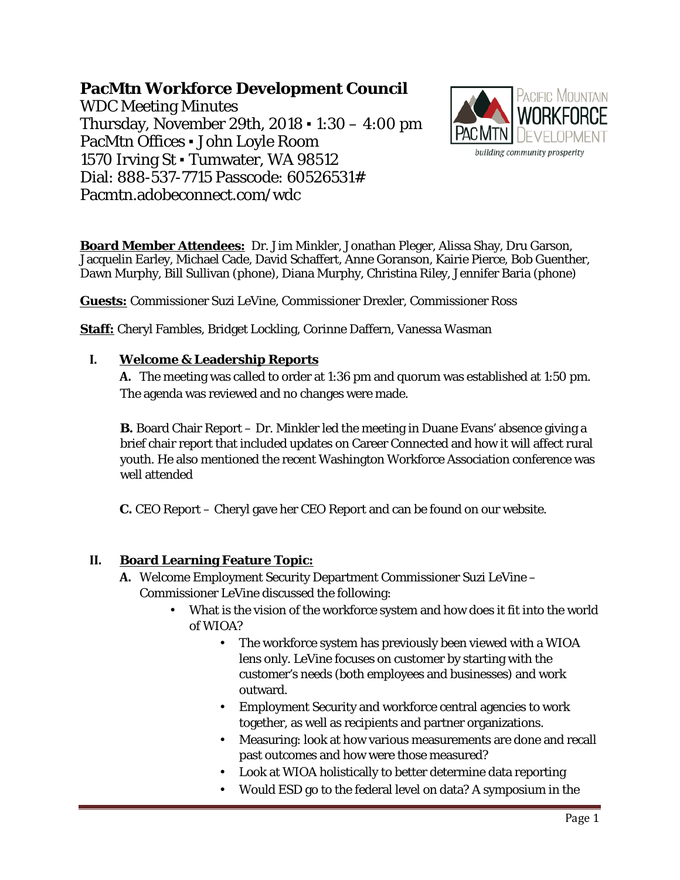# PacMtn Workforce Development Council

WDC Meeting Minutes
Thursday, November 29th, 2018 ▪ 1:30 – 4:00 pm
PacMtn Offices ▪ John Loyle Room
1570 Irving St ▪ Tumwater, WA 98512
Dial: 888-537-7715 Passcode: 60526531#
Pacmtn.adobeconnect.com/wdc

**Board Member Attendees:** Dr. Jim Minkler, Jonathan Pleger, Alissa Shay, Dru Garson, Jacquelin Earley, Michael Cade, David Schaffert, Anne Goranson, Kairie Pierce, Bob Guenther, Dawn Murphy, Bill Sullivan (phone), Diana Murphy, Christina Riley, Jennifer Baria (phone)

**Guests:** Commissioner Suzi LeVine, Commissioner Drexler, Commissioner Ross

**Staff:** Cheryl Fambles, Bridget Lockling, Corinne Daffern, Vanessa Wasman

## I. Welcome & Leadership Reports

**A.** The meeting was called to order at 1:36 pm and quorum was established at 1:50 pm. The agenda was reviewed and no changes were made.

**B.** Board Chair Report – Dr. Minkler led the meeting in Duane Evans' absence giving a brief chair report that included updates on Career Connected and how it will affect rural youth. He also mentioned the recent Washington Workforce Association conference was well attended

**C.** CEO Report – Cheryl gave her CEO Report and can be found on our website.

## II. Board Learning Feature Topic:

**A.** Welcome Employment Security Department Commissioner Suzi LeVine – Commissioner LeVine discussed the following:

- What is the vision of the workforce system and how does it fit into the world of WIOA?
    - The workforce system has previously been viewed with a WIOA lens only. LeVine focuses on customer by starting with the customer's needs (both employees and businesses) and work outward.
    - Employment Security and workforce central agencies to work together, as well as recipients and partner organizations.
    - Measuring: look at how various measurements are done and recall past outcomes and how were those measured?
    - Look at WIOA holistically to better determine data reporting
    - Would ESD go to the federal level on data? A symposium in the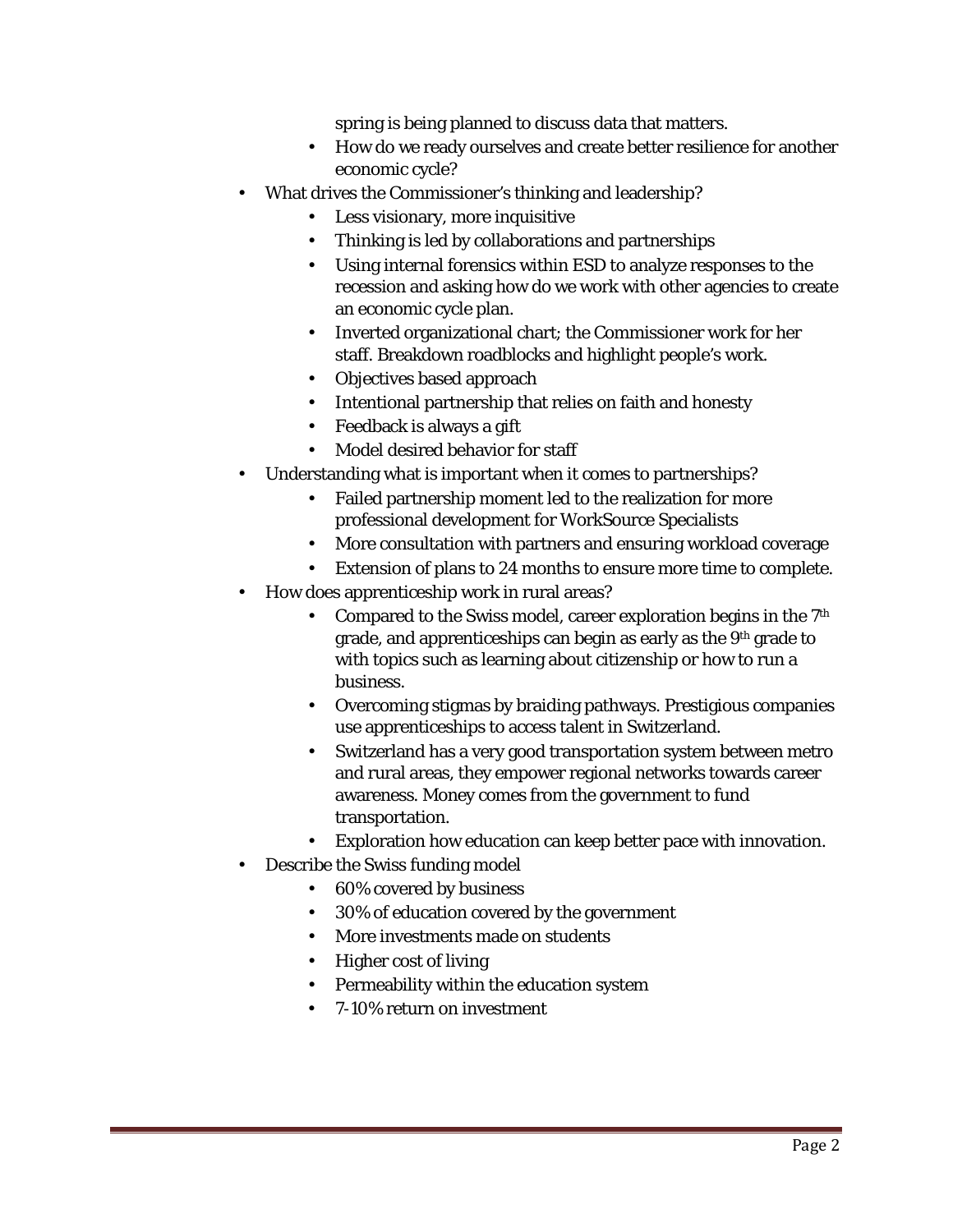spring is being planned to discuss data that matters.
  - How do we ready ourselves and create better resilience for another economic cycle?
- What drives the Commissioner's thinking and leadership?
  - Less visionary, more inquisitive
  - Thinking is led by collaborations and partnerships
  - Using internal forensics within ESD to analyze responses to the recession and asking how do we work with other agencies to create an economic cycle plan.
  - Inverted organizational chart; the Commissioner work for her staff. Breakdown roadblocks and highlight people's work.
  - Objectives based approach
  - Intentional partnership that relies on faith and honesty
  - Feedback is always a gift
  - Model desired behavior for staff
- Understanding what is important when it comes to partnerships?
  - Failed partnership moment led to the realization for more professional development for WorkSource Specialists
  - More consultation with partners and ensuring workload coverage
  - Extension of plans to 24 months to ensure more time to complete.
- How does apprenticeship work in rural areas?
  - Compared to the Swiss model, career exploration begins in the 7th grade, and apprenticeships can begin as early as the 9th grade to with topics such as learning about citizenship or how to run a business.
  - Overcoming stigmas by braiding pathways. Prestigious companies use apprenticeships to access talent in Switzerland.
  - Switzerland has a very good transportation system between metro and rural areas, they empower regional networks towards career awareness. Money comes from the government to fund transportation.
  - Exploration how education can keep better pace with innovation.
- Describe the Swiss funding model
  - 60% covered by business
  - 30% of education covered by the government
  - More investments made on students
  - Higher cost of living
  - Permeability within the education system
  - 7-10% return on investment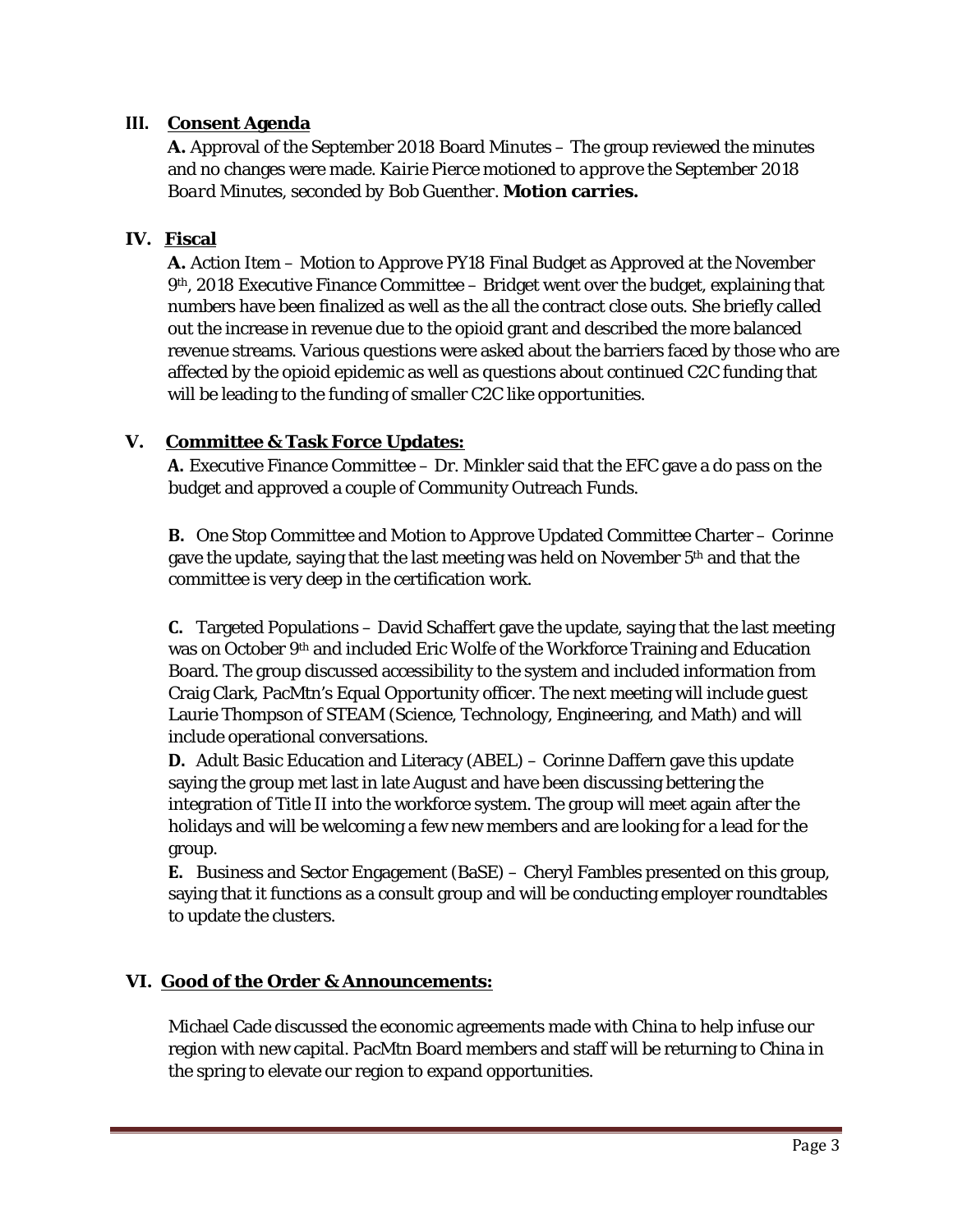## III. Consent Agenda

**A.** Approval of the September 2018 Board Minutes – The group reviewed the minutes and no changes were made. *Kairie Pierce motioned to approve the September 2018 Board Minutes, seconded by Bob Guenther.* **Motion carries.**

## IV. Fiscal

**A.** Action Item – Motion to Approve PY18 Final Budget as Approved at the November 9th, 2018 Executive Finance Committee – Bridget went over the budget, explaining that numbers have been finalized as well as the all the contract close outs. She briefly called out the increase in revenue due to the opioid grant and described the more balanced revenue streams. Various questions were asked about the barriers faced by those who are affected by the opioid epidemic as well as questions about continued C2C funding that will be leading to the funding of smaller C2C like opportunities.

## V. Committee & Task Force Updates:

**A.** Executive Finance Committee – Dr. Minkler said that the EFC gave a do pass on the budget and approved a couple of Community Outreach Funds.

**B.** One Stop Committee and Motion to Approve Updated Committee Charter – Corinne gave the update, saying that the last meeting was held on November 5th and that the committee is very deep in the certification work.

**C.** Targeted Populations – David Schaffert gave the update, saying that the last meeting was on October 9th and included Eric Wolfe of the Workforce Training and Education Board. The group discussed accessibility to the system and included information from Craig Clark, PacMtn's Equal Opportunity officer. The next meeting will include guest Laurie Thompson of STEAM (Science, Technology, Engineering, and Math) and will include operational conversations.

**D.** Adult Basic Education and Literacy (ABEL) – Corinne Daffern gave this update saying the group met last in late August and have been discussing bettering the integration of Title II into the workforce system. The group will meet again after the holidays and will be welcoming a few new members and are looking for a lead for the group.

**E.** Business and Sector Engagement (BaSE) – Cheryl Fambles presented on this group, saying that it functions as a consult group and will be conducting employer roundtables to update the clusters.

## VI. Good of the Order & Announcements:

Michael Cade discussed the economic agreements made with China to help infuse our region with new capital. PacMtn Board members and staff will be returning to China in the spring to elevate our region to expand opportunities.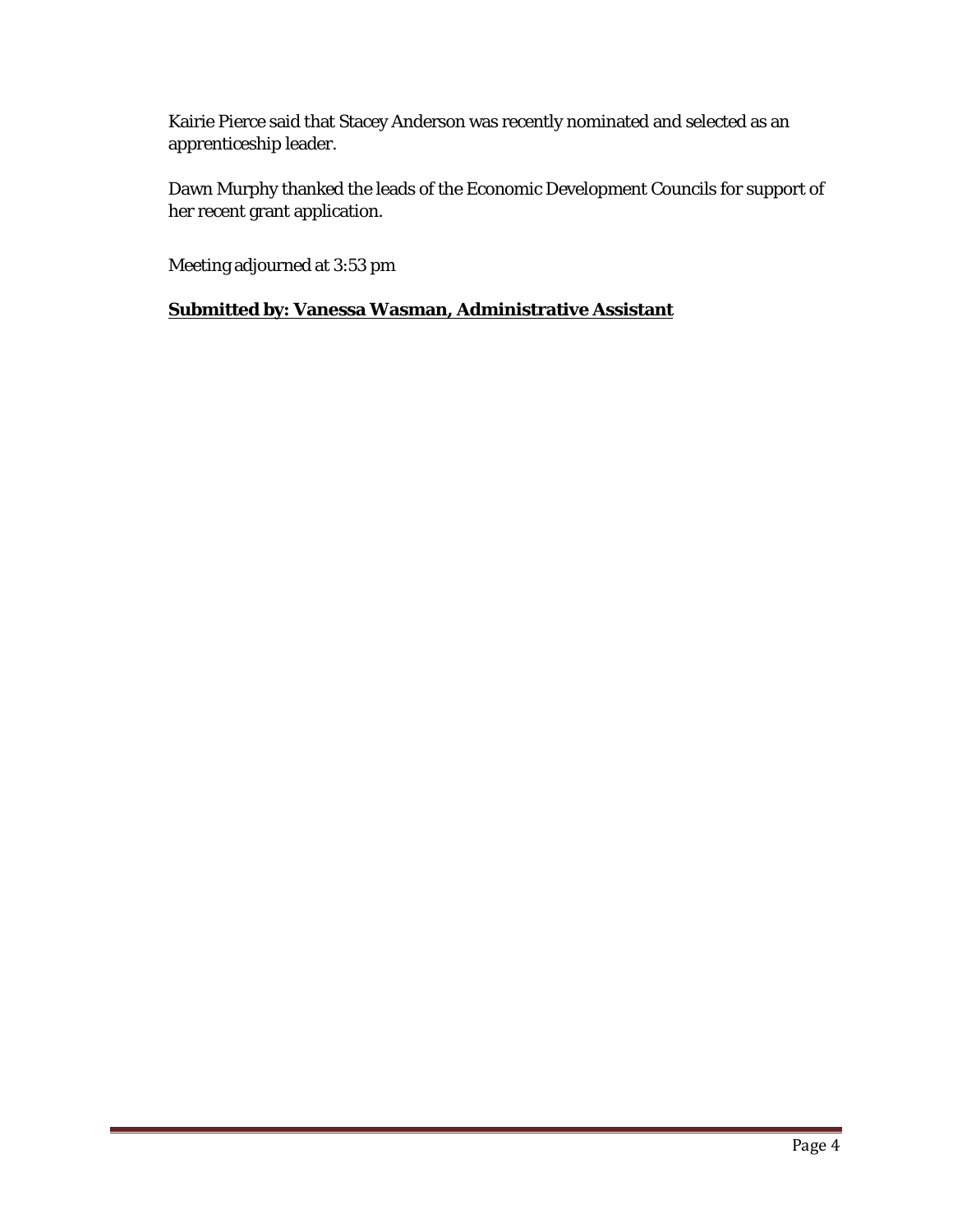Kairie Pierce said that Stacey Anderson was recently nominated and selected as an apprenticeship leader.

Dawn Murphy thanked the leads of the Economic Development Councils for support of her recent grant application.

Meeting adjourned at 3:53 pm

**Submitted by: Vanessa Wasman, Administrative Assistant**